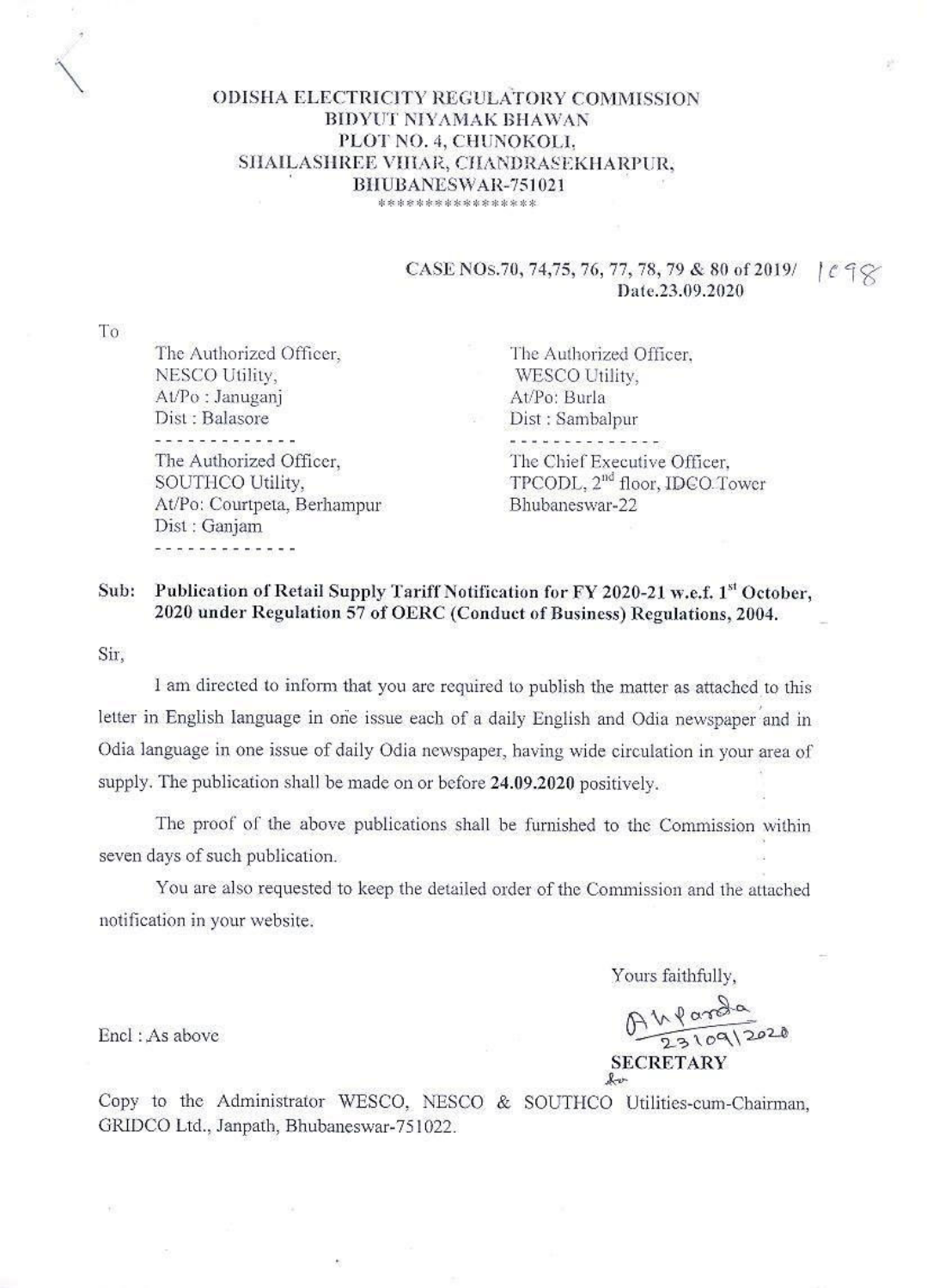# ODISHA ELECTRICITY REGULATORY COMMISSION
## BIDYUT NIYAMAK BHAWAN
## PLOT NO. 4, CHUNOKOLI,
## SHAILASHREE VIHAR, CHANDRASEKHARPUR,
## BHUBANESWAR-751021

****************

**CASE NOs.70, 74,75, 76, 77, 78, 79 & 80 of 2019/** 1098
**Date.23.09.2020**

To

The Authorized Officer,
NESCO Utility,
At/Po : Januganj
Dist : Balasore

The Authorized Officer,
WESCO Utility,
At/Po: Burla
Dist : Sambalpur

The Authorized Officer,
SOUTHCO Utility,
At/Po: Courtpeta, Berhampur
Dist : Ganjam

The Chief Executive Officer,
TPCODL, 2nd floor, IDCO Tower
Bhubaneswar-22

**Sub: Publication of Retail Supply Tariff Notification for FY 2020-21 w.e.f. 1st October, 2020 under Regulation 57 of OERC (Conduct of Business) Regulations, 2004.**

Sir,

I am directed to inform that you are required to publish the matter as attached to this letter in English language in one issue each of a daily English and Odia newspaper and in Odia language in one issue of daily Odia newspaper, having wide circulation in your area of supply. The publication shall be made on or before **24.09.2020** positively.

The proof of the above publications shall be furnished to the Commission within seven days of such publication.

You are also requested to keep the detailed order of the Commission and the attached notification in your website.

Yours faithfully,

Sd/- 23/09/2020
**SECRETARY**

Encl : As above

Copy to the Administrator WESCO, NESCO & SOUTHCO Utilities-cum-Chairman, GRIDCO Ltd., Janpath, Bhubaneswar-751022.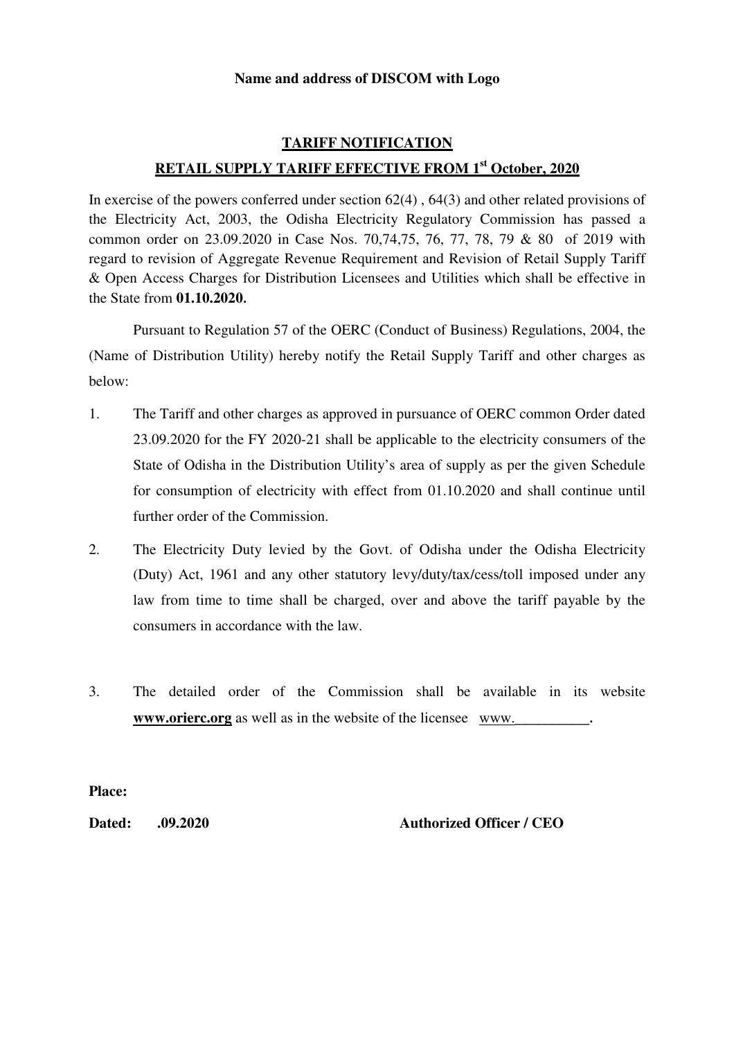**Name and address of DISCOM with Logo**

## TARIFF NOTIFICATION

## RETAIL SUPPLY TARIFF EFFECTIVE FROM 1st October, 2020

In exercise of the powers conferred under section 62(4) , 64(3) and other related provisions of the Electricity Act, 2003, the Odisha Electricity Regulatory Commission has passed a common order on 23.09.2020 in Case Nos. 70,74,75, 76, 77, 78, 79 & 80 of 2019 with regard to revision of Aggregate Revenue Requirement and Revision of Retail Supply Tariff & Open Access Charges for Distribution Licensees and Utilities which shall be effective in the State from **01.10.2020.**

Pursuant to Regulation 57 of the OERC (Conduct of Business) Regulations, 2004, the (Name of Distribution Utility) hereby notify the Retail Supply Tariff and other charges as below:

1. The Tariff and other charges as approved in pursuance of OERC common Order dated 23.09.2020 for the FY 2020-21 shall be applicable to the electricity consumers of the State of Odisha in the Distribution Utility's area of supply as per the given Schedule for consumption of electricity with effect from 01.10.2020 and shall continue until further order of the Commission.

2. The Electricity Duty levied by the Govt. of Odisha under the Odisha Electricity (Duty) Act, 1961 and any other statutory levy/duty/tax/cess/toll imposed under any law from time to time shall be charged, over and above the tariff payable by the consumers in accordance with the law.

3. The detailed order of the Commission shall be available in its website **www.orierc.org** as well as in the website of the licensee www.__________.

**Place:**

**Dated: .09.2020** **Authorized Officer / CEO**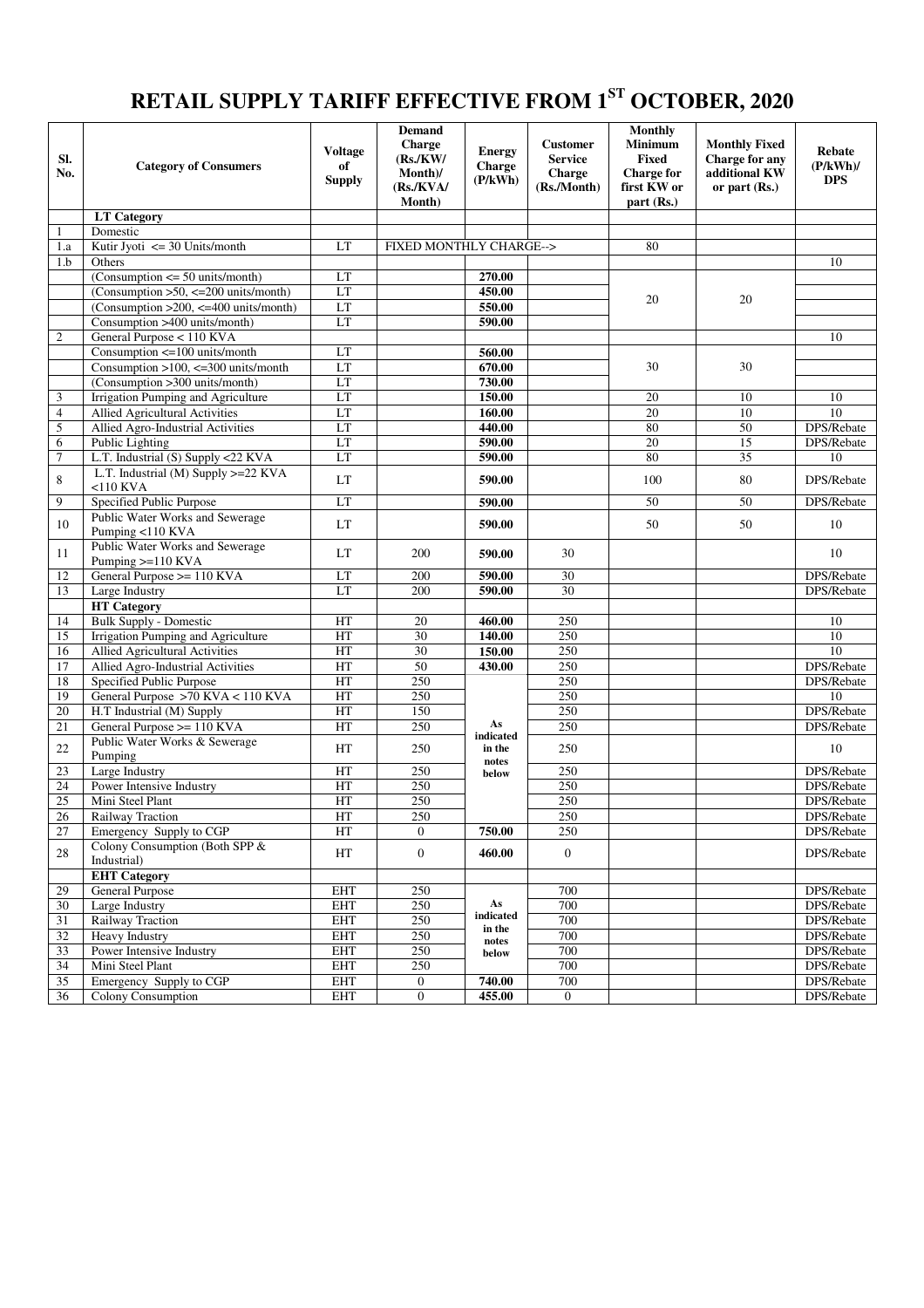# RETAIL SUPPLY TARIFF EFFECTIVE FROM 1[ST] OCTOBER, 2020

| Sl. No. | Category of Consumers | Voltage of Supply | Demand Charge (Rs./KW/ Month)/ (Rs./KVA/ Month) | Energy Charge (P/kWh) | Customer Service Charge (Rs./Month) | Monthly Minimum Fixed Charge for first KW or part (Rs.) | Monthly Fixed Charge for any additional KW or part (Rs.) | Rebate (P/kWh)/ DPS |
|---|---|---|---|---|---|---|---|---|
| | **LT Category** | | | | | | | |
| 1 | Domestic | | | | | | | |
| 1.a | Kutir Jyoti <= 30 Units/month | LT | FIXED MONTHLY CHARGE--> | | | 80 | | |
| 1.b | Others | | | | | | | 10 |
| | (Consumption <= 50 units/month) | LT | | **270.00** | | 20 | 20 | |
| | (Consumption >50, <=200 units/month) | LT | | **450.00** | | | | |
| | (Consumption >200, <=400 units/month) | LT | | **550.00** | | | | |
| | Consumption >400 units/month) | LT | | **590.00** | | | | |
| 2 | General Purpose < 110 KVA | | | | | | | 10 |
| | Consumption <=100 units/month | LT | | **560.00** | | 30 | 30 | |
| | Consumption >100, <=300 units/month | LT | | **670.00** | | | | |
| | (Consumption >300 units/month) | LT | | **730.00** | | | | |
| 3 | Irrigation Pumping and Agriculture | LT | | **150.00** | | 20 | 10 | 10 |
| 4 | Allied Agricultural Activities | LT | | **160.00** | | 20 | 10 | 10 |
| 5 | Allied Agro-Industrial Activities | LT | | **440.00** | | 80 | 50 | DPS/Rebate |
| 6 | Public Lighting | LT | | **590.00** | | 20 | 15 | DPS/Rebate |
| 7 | L.T. Industrial (S) Supply <22 KVA | LT | | **590.00** | | 80 | 35 | 10 |
| 8 | L.T. Industrial (M) Supply >=22 KVA <110 KVA | LT | | **590.00** | | 100 | 80 | DPS/Rebate |
| 9 | Specified Public Purpose | LT | | **590.00** | | 50 | 50 | DPS/Rebate |
| 10 | Public Water Works and Sewerage Pumping <110 KVA | LT | | **590.00** | | 50 | 50 | 10 |
| 11 | Public Water Works and Sewerage Pumping >=110 KVA | LT | 200 | **590.00** | 30 | | | 10 |
| 12 | General Purpose >= 110 KVA | LT | 200 | **590.00** | 30 | | | DPS/Rebate |
| 13 | Large Industry | LT | 200 | **590.00** | 30 | | | DPS/Rebate |
| | **HT Category** | | | | | | | |
| 14 | Bulk Supply - Domestic | HT | 20 | **460.00** | 250 | | | 10 |
| 15 | Irrigation Pumping and Agriculture | HT | 30 | **140.00** | 250 | | | 10 |
| 16 | Allied Agricultural Activities | HT | 30 | **150.00** | 250 | | | 10 |
| 17 | Allied Agro-Industrial Activities | HT | 50 | **430.00** | 250 | | | DPS/Rebate |
| 18 | Specified Public Purpose | HT | 250 | **As indicated in the notes below** | 250 | | | DPS/Rebate |
| 19 | General Purpose >70 KVA < 110 KVA | HT | 250 | | 250 | | | 10 |
| 20 | H.T Industrial (M) Supply | HT | 150 | | 250 | | | DPS/Rebate |
| 21 | General Purpose >= 110 KVA | HT | 250 | | 250 | | | DPS/Rebate |
| 22 | Public Water Works & Sewerage Pumping | HT | 250 | | 250 | | | 10 |
| 23 | Large Industry | HT | 250 | | 250 | | | DPS/Rebate |
| 24 | Power Intensive Industry | HT | 250 | | 250 | | | DPS/Rebate |
| 25 | Mini Steel Plant | HT | 250 | | 250 | | | DPS/Rebate |
| 26 | Railway Traction | HT | 250 | | 250 | | | DPS/Rebate |
| 27 | Emergency Supply to CGP | HT | 0 | **750.00** | 250 | | | DPS/Rebate |
| 28 | Colony Consumption (Both SPP & Industrial) | HT | 0 | **460.00** | 0 | | | DPS/Rebate |
| | **EHT Category** | | | | | | | |
| 29 | General Purpose | EHT | 250 | **As indicated in the notes below** | 700 | | | DPS/Rebate |
| 30 | Large Industry | EHT | 250 | | 700 | | | DPS/Rebate |
| 31 | Railway Traction | EHT | 250 | | 700 | | | DPS/Rebate |
| 32 | Heavy Industry | EHT | 250 | | 700 | | | DPS/Rebate |
| 33 | Power Intensive Industry | EHT | 250 | | 700 | | | DPS/Rebate |
| 34 | Mini Steel Plant | EHT | 250 | | 700 | | | DPS/Rebate |
| 35 | Emergency Supply to CGP | EHT | 0 | **740.00** | 700 | | | DPS/Rebate |
| 36 | Colony Consumption | EHT | 0 | **455.00** | 0 | | | DPS/Rebate |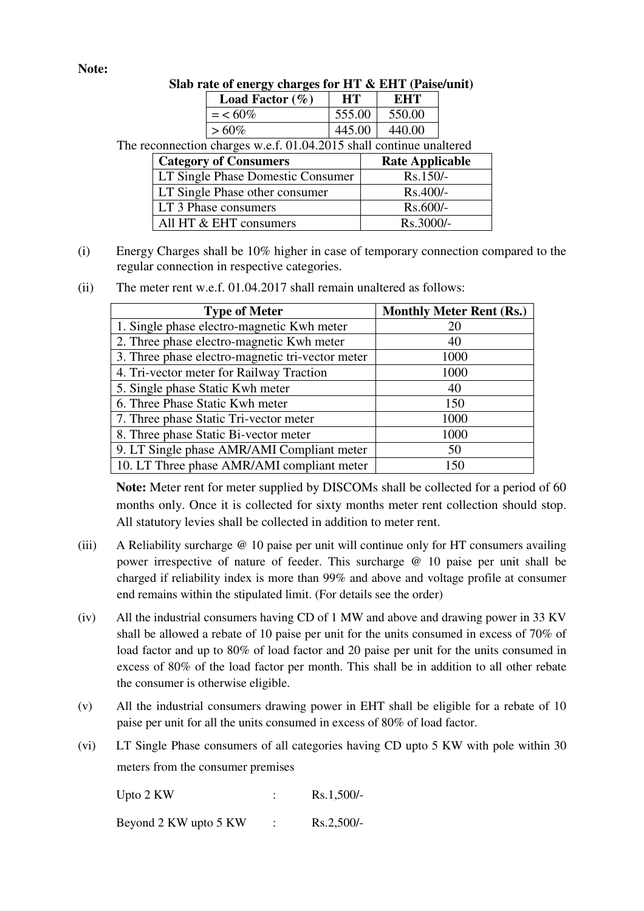**Note:**

**Slab rate of energy charges for HT & EHT (Paise/unit)**

| Load Factor (%) | HT | EHT |
|---|---|---|
| = < 60% | 555.00 | 550.00 |
| > 60% | 445.00 | 440.00 |

The reconnection charges w.e.f. 01.04.2015 shall continue unaltered

| Category of Consumers | Rate Applicable |
|---|---|
| LT Single Phase Domestic Consumer | Rs.150/- |
| LT Single Phase other consumer | Rs.400/- |
| LT 3 Phase consumers | Rs.600/- |
| All HT & EHT consumers | Rs.3000/- |

(i) Energy Charges shall be 10% higher in case of temporary connection compared to the regular connection in respective categories.

(ii) The meter rent w.e.f. 01.04.2017 shall remain unaltered as follows:

| Type of Meter | Monthly Meter Rent (Rs.) |
|---|---|
| 1. Single phase electro-magnetic Kwh meter | 20 |
| 2. Three phase electro-magnetic Kwh meter | 40 |
| 3. Three phase electro-magnetic tri-vector meter | 1000 |
| 4. Tri-vector meter for Railway Traction | 1000 |
| 5. Single phase Static Kwh meter | 40 |
| 6. Three Phase Static Kwh meter | 150 |
| 7. Three phase Static Tri-vector meter | 1000 |
| 8. Three phase Static Bi-vector meter | 1000 |
| 9. LT Single phase AMR/AMI Compliant meter | 50 |
| 10. LT Three phase AMR/AMI compliant meter | 150 |

**Note:** Meter rent for meter supplied by DISCOMs shall be collected for a period of 60 months only. Once it is collected for sixty months meter rent collection should stop. All statutory levies shall be collected in addition to meter rent.

(iii) A Reliability surcharge @ 10 paise per unit will continue only for HT consumers availing power irrespective of nature of feeder. This surcharge @ 10 paise per unit shall be charged if reliability index is more than 99% and above and voltage profile at consumer end remains within the stipulated limit. (For details see the order)

(iv) All the industrial consumers having CD of 1 MW and above and drawing power in 33 KV shall be allowed a rebate of 10 paise per unit for the units consumed in excess of 70% of load factor and up to 80% of load factor and 20 paise per unit for the units consumed in excess of 80% of the load factor per month. This shall be in addition to all other rebate the consumer is otherwise eligible.

(v) All the industrial consumers drawing power in EHT shall be eligible for a rebate of 10 paise per unit for all the units consumed in excess of 80% of load factor.

(vi) LT Single Phase consumers of all categories having CD upto 5 KW with pole within 30 meters from the consumer premises

Upto 2 KW : Rs.1,500/-

Beyond 2 KW upto 5 KW : Rs.2,500/-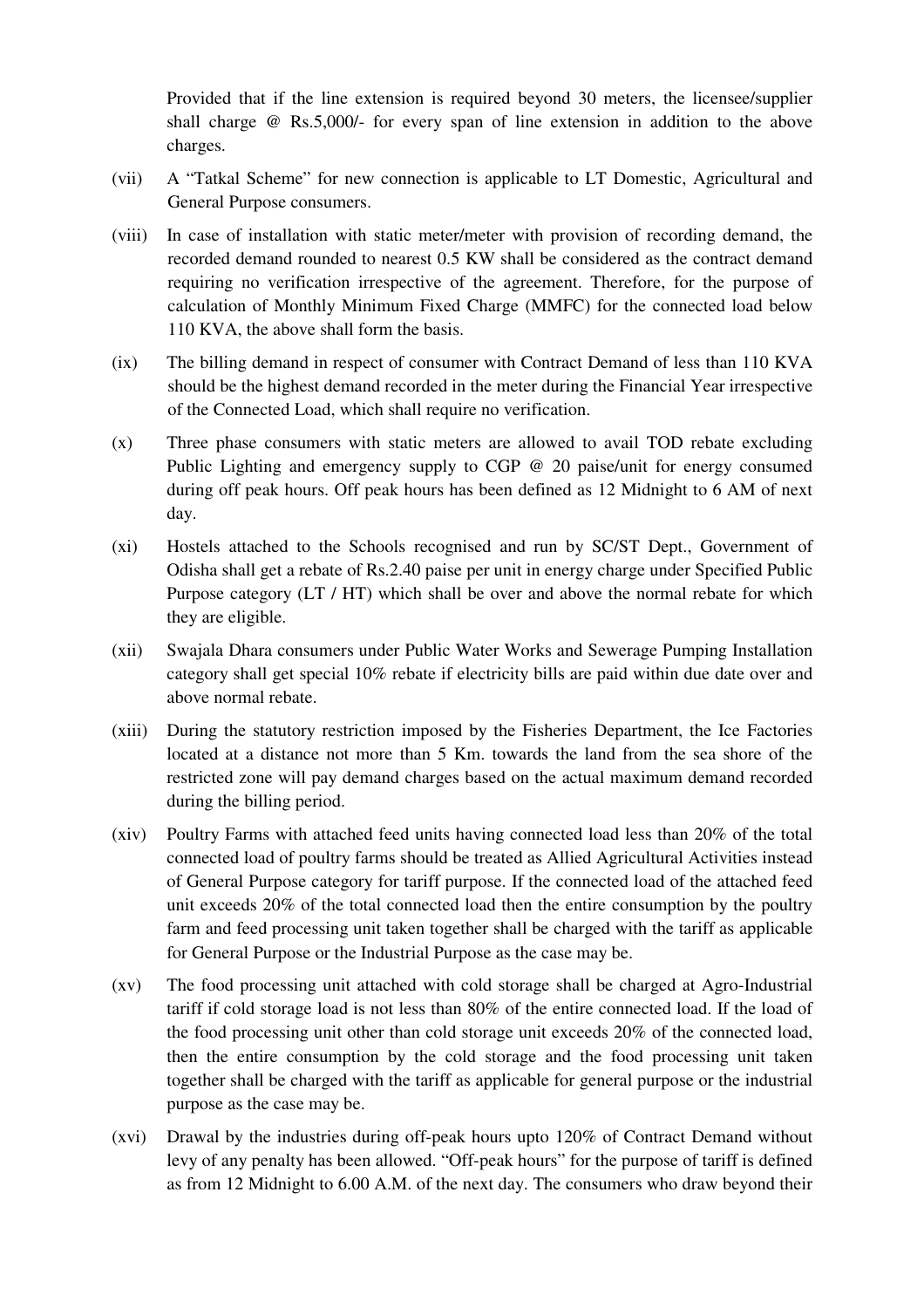Provided that if the line extension is required beyond 30 meters, the licensee/supplier shall charge @ Rs.5,000/- for every span of line extension in addition to the above charges.

(vii) A "Tatkal Scheme" for new connection is applicable to LT Domestic, Agricultural and General Purpose consumers.

(viii) In case of installation with static meter/meter with provision of recording demand, the recorded demand rounded to nearest 0.5 KW shall be considered as the contract demand requiring no verification irrespective of the agreement. Therefore, for the purpose of calculation of Monthly Minimum Fixed Charge (MMFC) for the connected load below 110 KVA, the above shall form the basis.

(ix) The billing demand in respect of consumer with Contract Demand of less than 110 KVA should be the highest demand recorded in the meter during the Financial Year irrespective of the Connected Load, which shall require no verification.

(x) Three phase consumers with static meters are allowed to avail TOD rebate excluding Public Lighting and emergency supply to CGP @ 20 paise/unit for energy consumed during off peak hours. Off peak hours has been defined as 12 Midnight to 6 AM of next day.

(xi) Hostels attached to the Schools recognised and run by SC/ST Dept., Government of Odisha shall get a rebate of Rs.2.40 paise per unit in energy charge under Specified Public Purpose category (LT / HT) which shall be over and above the normal rebate for which they are eligible.

(xii) Swajala Dhara consumers under Public Water Works and Sewerage Pumping Installation category shall get special 10% rebate if electricity bills are paid within due date over and above normal rebate.

(xiii) During the statutory restriction imposed by the Fisheries Department, the Ice Factories located at a distance not more than 5 Km. towards the land from the sea shore of the restricted zone will pay demand charges based on the actual maximum demand recorded during the billing period.

(xiv) Poultry Farms with attached feed units having connected load less than 20% of the total connected load of poultry farms should be treated as Allied Agricultural Activities instead of General Purpose category for tariff purpose. If the connected load of the attached feed unit exceeds 20% of the total connected load then the entire consumption by the poultry farm and feed processing unit taken together shall be charged with the tariff as applicable for General Purpose or the Industrial Purpose as the case may be.

(xv) The food processing unit attached with cold storage shall be charged at Agro-Industrial tariff if cold storage load is not less than 80% of the entire connected load. If the load of the food processing unit other than cold storage unit exceeds 20% of the connected load, then the entire consumption by the cold storage and the food processing unit taken together shall be charged with the tariff as applicable for general purpose or the industrial purpose as the case may be.

(xvi) Drawal by the industries during off-peak hours upto 120% of Contract Demand without levy of any penalty has been allowed. "Off-peak hours" for the purpose of tariff is defined as from 12 Midnight to 6.00 A.M. of the next day. The consumers who draw beyond their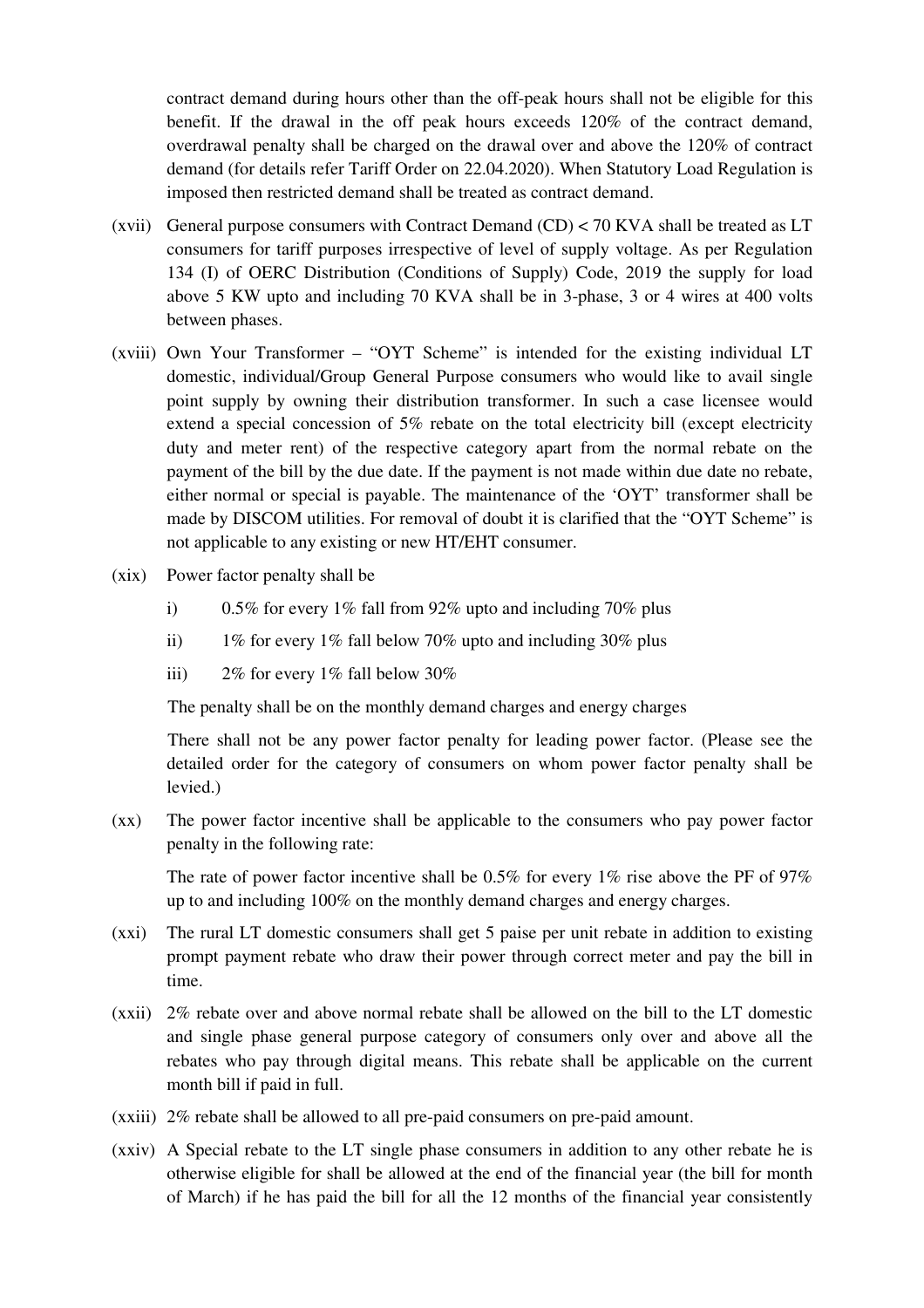contract demand during hours other than the off-peak hours shall not be eligible for this benefit. If the drawal in the off peak hours exceeds 120% of the contract demand, overdrawal penalty shall be charged on the drawal over and above the 120% of contract demand (for details refer Tariff Order on 22.04.2020). When Statutory Load Regulation is imposed then restricted demand shall be treated as contract demand.

(xvii) General purpose consumers with Contract Demand (CD) < 70 KVA shall be treated as LT consumers for tariff purposes irrespective of level of supply voltage. As per Regulation 134 (I) of OERC Distribution (Conditions of Supply) Code, 2019 the supply for load above 5 KW upto and including 70 KVA shall be in 3-phase, 3 or 4 wires at 400 volts between phases.

(xviii) Own Your Transformer – "OYT Scheme" is intended for the existing individual LT domestic, individual/Group General Purpose consumers who would like to avail single point supply by owning their distribution transformer. In such a case licensee would extend a special concession of 5% rebate on the total electricity bill (except electricity duty and meter rent) of the respective category apart from the normal rebate on the payment of the bill by the due date. If the payment is not made within due date no rebate, either normal or special is payable. The maintenance of the 'OYT' transformer shall be made by DISCOM utilities. For removal of doubt it is clarified that the "OYT Scheme" is not applicable to any existing or new HT/EHT consumer.

(xix) Power factor penalty shall be

i) 0.5% for every 1% fall from 92% upto and including 70% plus

ii) 1% for every 1% fall below 70% upto and including 30% plus

iii) 2% for every 1% fall below 30%

The penalty shall be on the monthly demand charges and energy charges

There shall not be any power factor penalty for leading power factor. (Please see the detailed order for the category of consumers on whom power factor penalty shall be levied.)

(xx) The power factor incentive shall be applicable to the consumers who pay power factor penalty in the following rate:

The rate of power factor incentive shall be 0.5% for every 1% rise above the PF of 97% up to and including 100% on the monthly demand charges and energy charges.

(xxi) The rural LT domestic consumers shall get 5 paise per unit rebate in addition to existing prompt payment rebate who draw their power through correct meter and pay the bill in time.

(xxii) 2% rebate over and above normal rebate shall be allowed on the bill to the LT domestic and single phase general purpose category of consumers only over and above all the rebates who pay through digital means. This rebate shall be applicable on the current month bill if paid in full.

(xxiii) 2% rebate shall be allowed to all pre-paid consumers on pre-paid amount.

(xxiv) A Special rebate to the LT single phase consumers in addition to any other rebate he is otherwise eligible for shall be allowed at the end of the financial year (the bill for month of March) if he has paid the bill for all the 12 months of the financial year consistently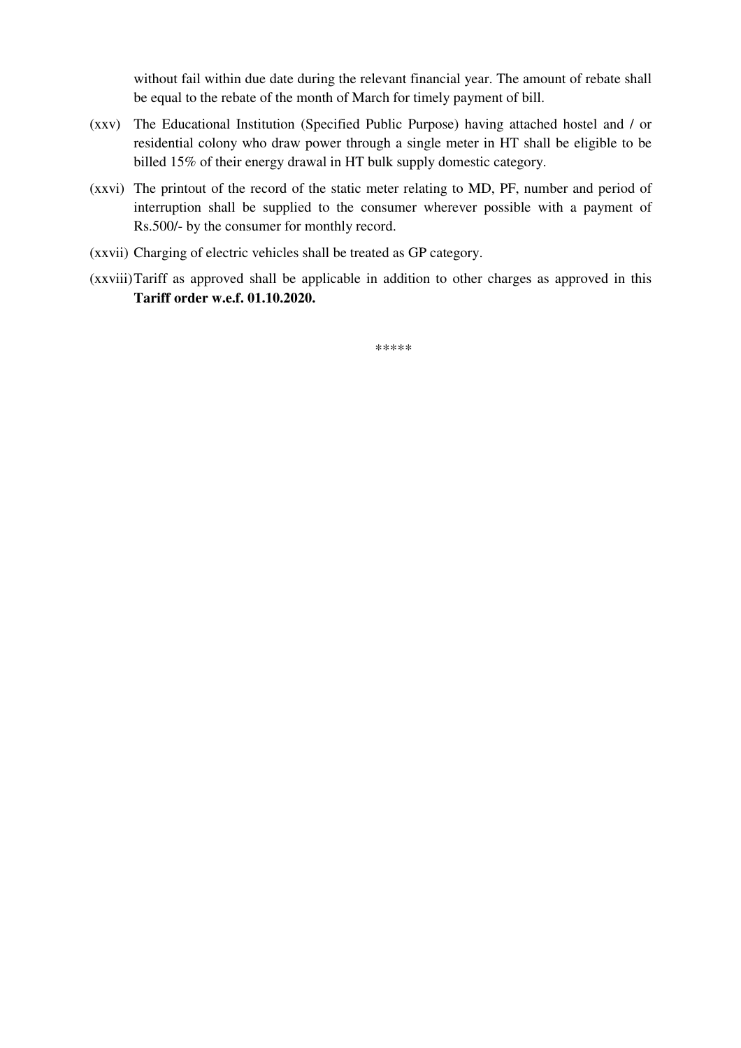without fail within due date during the relevant financial year. The amount of rebate shall be equal to the rebate of the month of March for timely payment of bill.

(xxv) The Educational Institution (Specified Public Purpose) having attached hostel and / or residential colony who draw power through a single meter in HT shall be eligible to be billed 15% of their energy drawal in HT bulk supply domestic category.

(xxvi) The printout of the record of the static meter relating to MD, PF, number and period of interruption shall be supplied to the consumer wherever possible with a payment of Rs.500/- by the consumer for monthly record.

(xxvii) Charging of electric vehicles shall be treated as GP category.

(xxviii) Tariff as approved shall be applicable in addition to other charges as approved in this **Tariff order w.e.f. 01.10.2020.**

\*\*\*\*\*